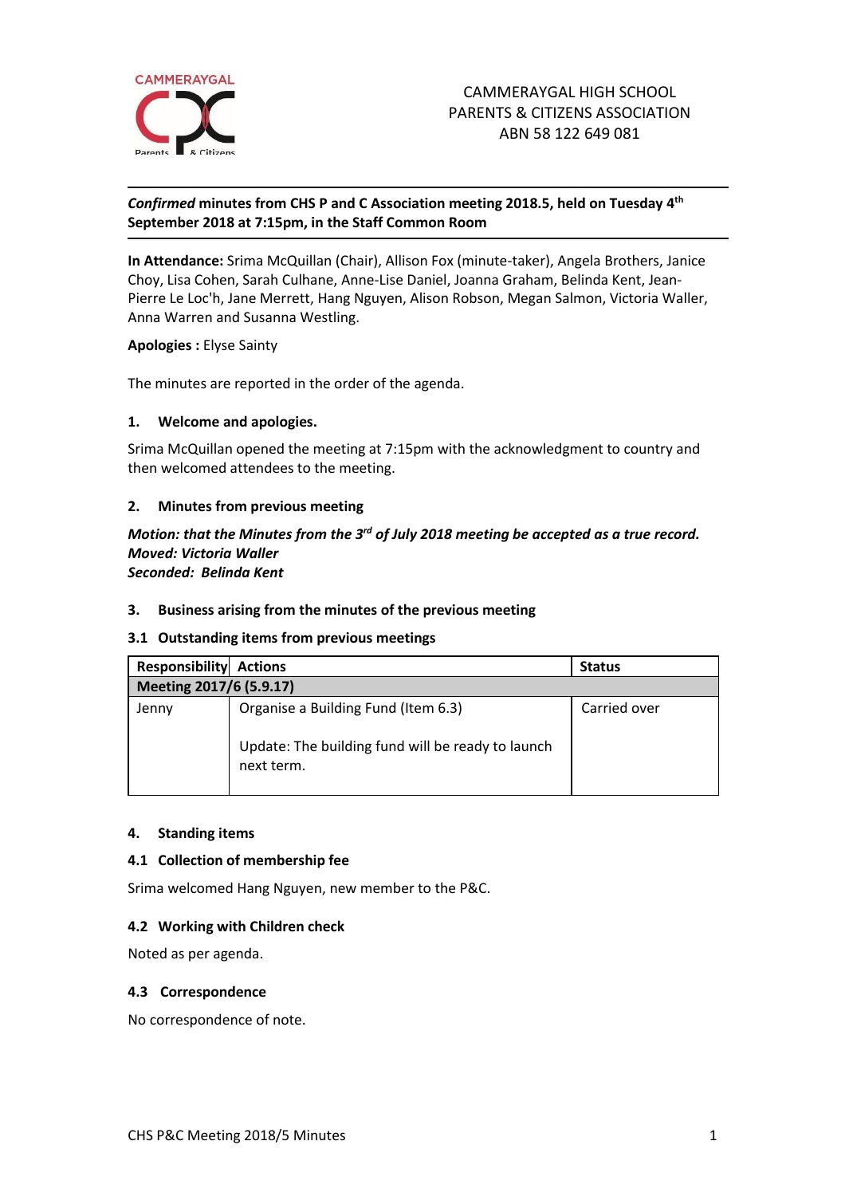CAMMERAYGAL HIGH SCHOOL
PARENTS & CITIZENS ASSOCIATION
ABN 58 122 649 081

***Confirmed* minutes from CHS P and C Association meeting 2018.5, held on Tuesday 4th September 2018 at 7:15pm, in the Staff Common Room**

**In Attendance:** Srima McQuillan (Chair), Allison Fox (minute-taker), Angela Brothers, Janice Choy, Lisa Cohen, Sarah Culhane, Anne-Lise Daniel, Joanna Graham, Belinda Kent, Jean-Pierre Le Loc'h, Jane Merrett, Hang Nguyen, Alison Robson, Megan Salmon, Victoria Waller, Anna Warren and Susanna Westling.

**Apologies :** Elyse Sainty

The minutes are reported in the order of the agenda.

### 1. Welcome and apologies.

Srima McQuillan opened the meeting at 7:15pm with the acknowledgment to country and then welcomed attendees to the meeting.

### 2. Minutes from previous meeting

***Motion: that the Minutes from the 3rd of July 2018 meeting be accepted as a true record.***
***Moved: Victoria Waller***
***Seconded: Belinda Kent***

### 3. Business arising from the minutes of the previous meeting

#### 3.1 Outstanding items from previous meetings

| Responsibility | Actions | Status |
|---|---|---|
| **Meeting 2017/6 (5.9.17)** | | |
| Jenny | Organise a Building Fund (Item 6.3)<br><br>Update: The building fund will be ready to launch next term. | Carried over |

### 4. Standing items

#### 4.1 Collection of membership fee

Srima welcomed Hang Nguyen, new member to the P&C.

#### 4.2 Working with Children check

Noted as per agenda.

#### 4.3 Correspondence

No correspondence of note.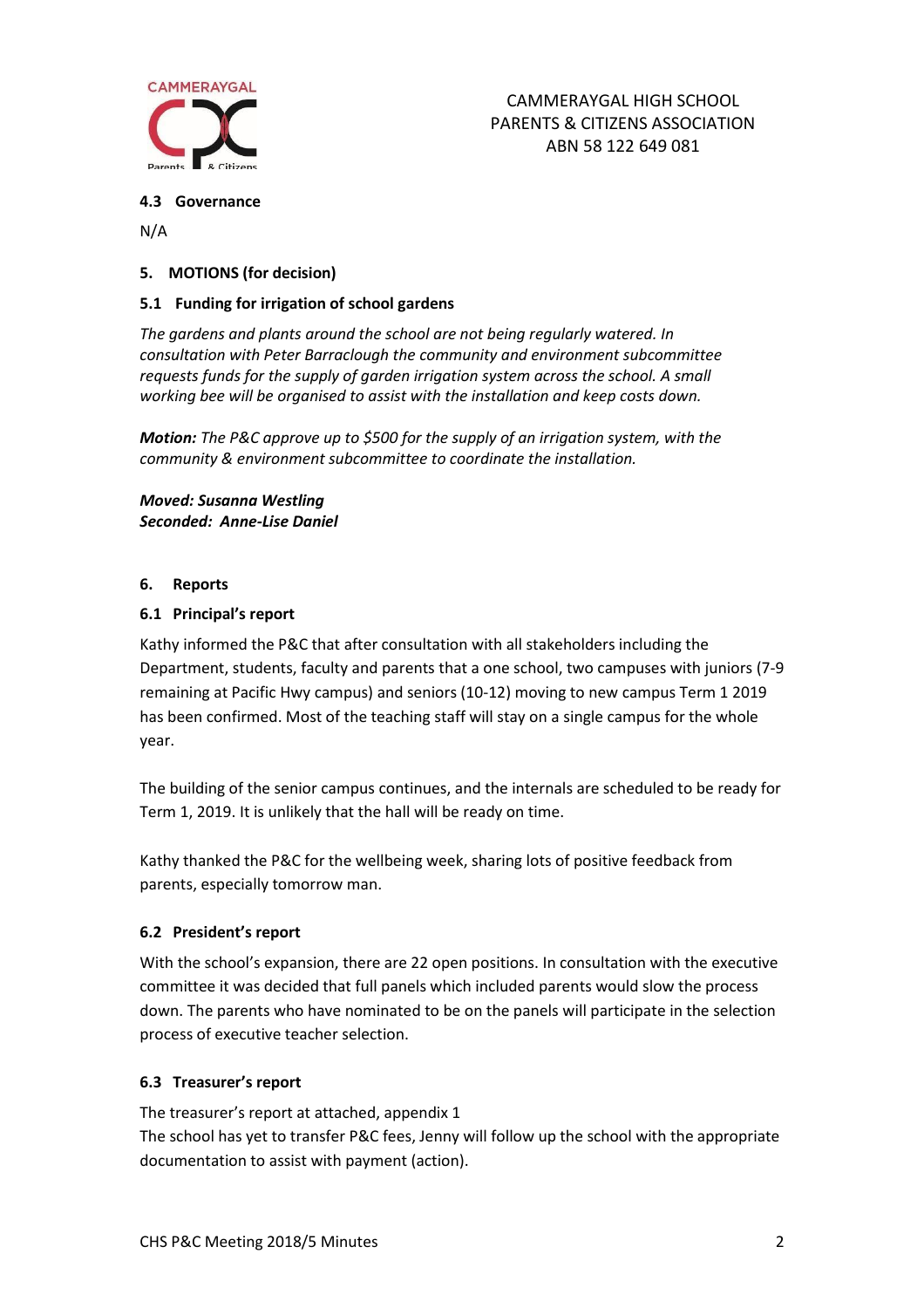#### 4.3 Governance

N/A

### 5. MOTIONS (for decision)

#### 5.1 Funding for irrigation of school gardens

*The gardens and plants around the school are not being regularly watered. In consultation with Peter Barraclough the community and environment subcommittee requests funds for the supply of garden irrigation system across the school. A small working bee will be organised to assist with the installation and keep costs down.*

***Motion:*** *The P&C approve up to $500 for the supply of an irrigation system, with the community & environment subcommittee to coordinate the installation.*

***Moved: Susanna Westling***
***Seconded: Anne-Lise Daniel***

### 6. Reports

#### 6.1 Principal's report

Kathy informed the P&C that after consultation with all stakeholders including the Department, students, faculty and parents that a one school, two campuses with juniors (7-9 remaining at Pacific Hwy campus) and seniors (10-12) moving to new campus Term 1 2019 has been confirmed. Most of the teaching staff will stay on a single campus for the whole year.

The building of the senior campus continues, and the internals are scheduled to be ready for Term 1, 2019. It is unlikely that the hall will be ready on time.

Kathy thanked the P&C for the wellbeing week, sharing lots of positive feedback from parents, especially tomorrow man.

#### 6.2 President's report

With the school's expansion, there are 22 open positions. In consultation with the executive committee it was decided that full panels which included parents would slow the process down. The parents who have nominated to be on the panels will participate in the selection process of executive teacher selection.

#### 6.3 Treasurer's report

The treasurer's report at attached, appendix 1
The school has yet to transfer P&C fees, Jenny will follow up the school with the appropriate documentation to assist with payment (action).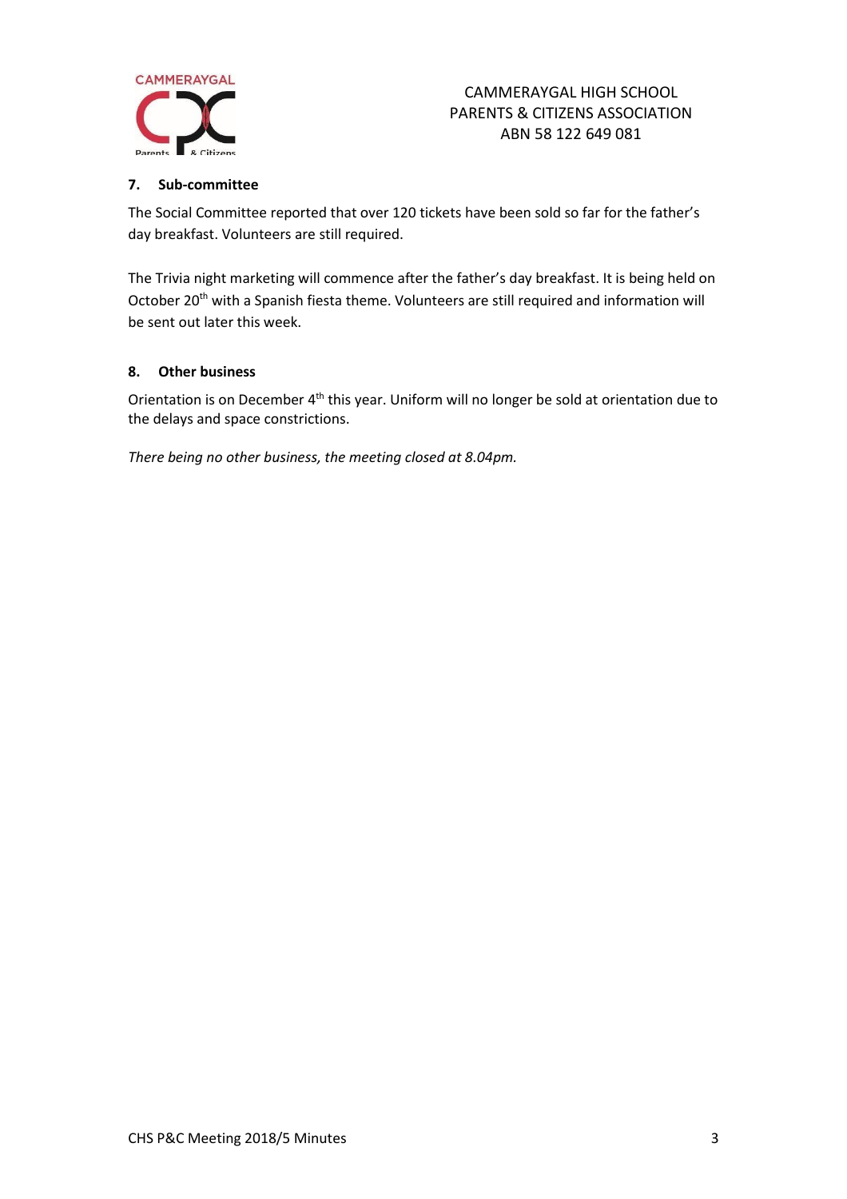### 7. Sub-committee

The Social Committee reported that over 120 tickets have been sold so far for the father's day breakfast. Volunteers are still required.

The Trivia night marketing will commence after the father's day breakfast. It is being held on October 20th with a Spanish fiesta theme. Volunteers are still required and information will be sent out later this week.

### 8. Other business

Orientation is on December 4th this year. Uniform will no longer be sold at orientation due to the delays and space constrictions.

*There being no other business, the meeting closed at 8.04pm.*